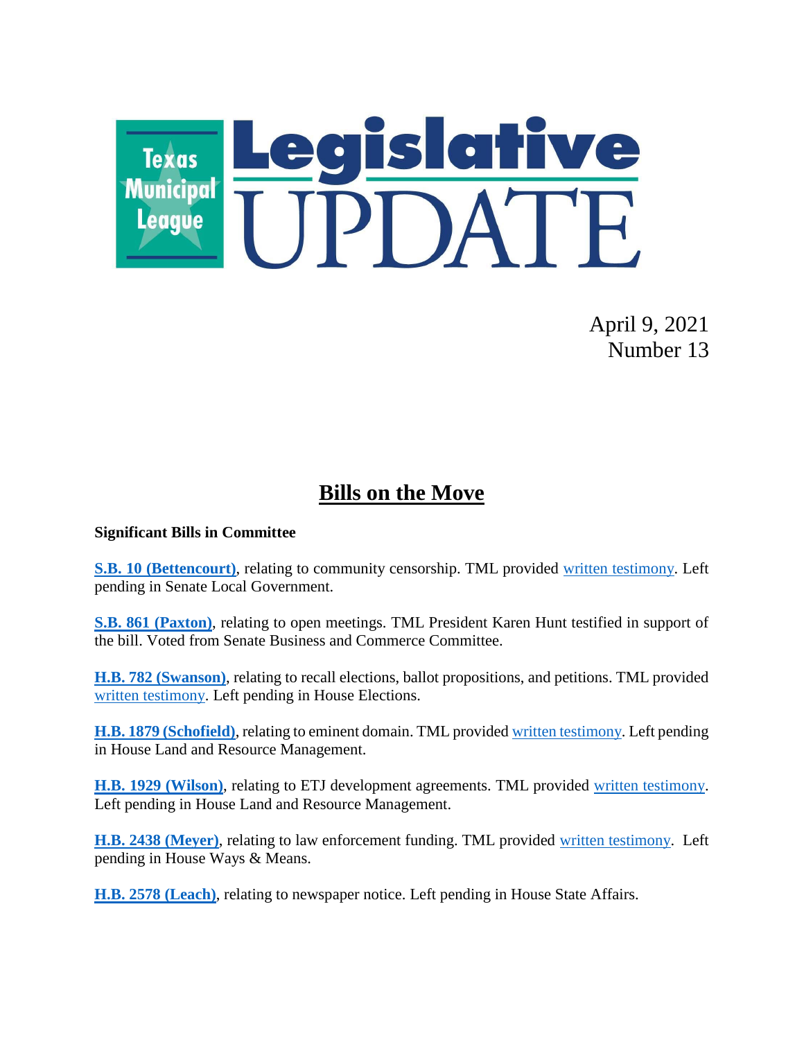Texas Municipal League

# Legislative UPDATE

April 9, 2021
Number 13

## Bills on the Move

**Significant Bills in Committee**

**S.B. 10 (Bettencourt)**, relating to community censorship. TML provided written testimony. Left pending in Senate Local Government.

**S.B. 861 (Paxton)**, relating to open meetings. TML President Karen Hunt testified in support of the bill. Voted from Senate Business and Commerce Committee.

**H.B. 782 (Swanson)**, relating to recall elections, ballot propositions, and petitions. TML provided written testimony. Left pending in House Elections.

**H.B. 1879 (Schofield)**, relating to eminent domain. TML provided written testimony. Left pending in House Land and Resource Management.

**H.B. 1929 (Wilson)**, relating to ETJ development agreements. TML provided written testimony. Left pending in House Land and Resource Management.

**H.B. 2438 (Meyer)**, relating to law enforcement funding. TML provided written testimony. Left pending in House Ways & Means.

**H.B. 2578 (Leach)**, relating to newspaper notice. Left pending in House State Affairs.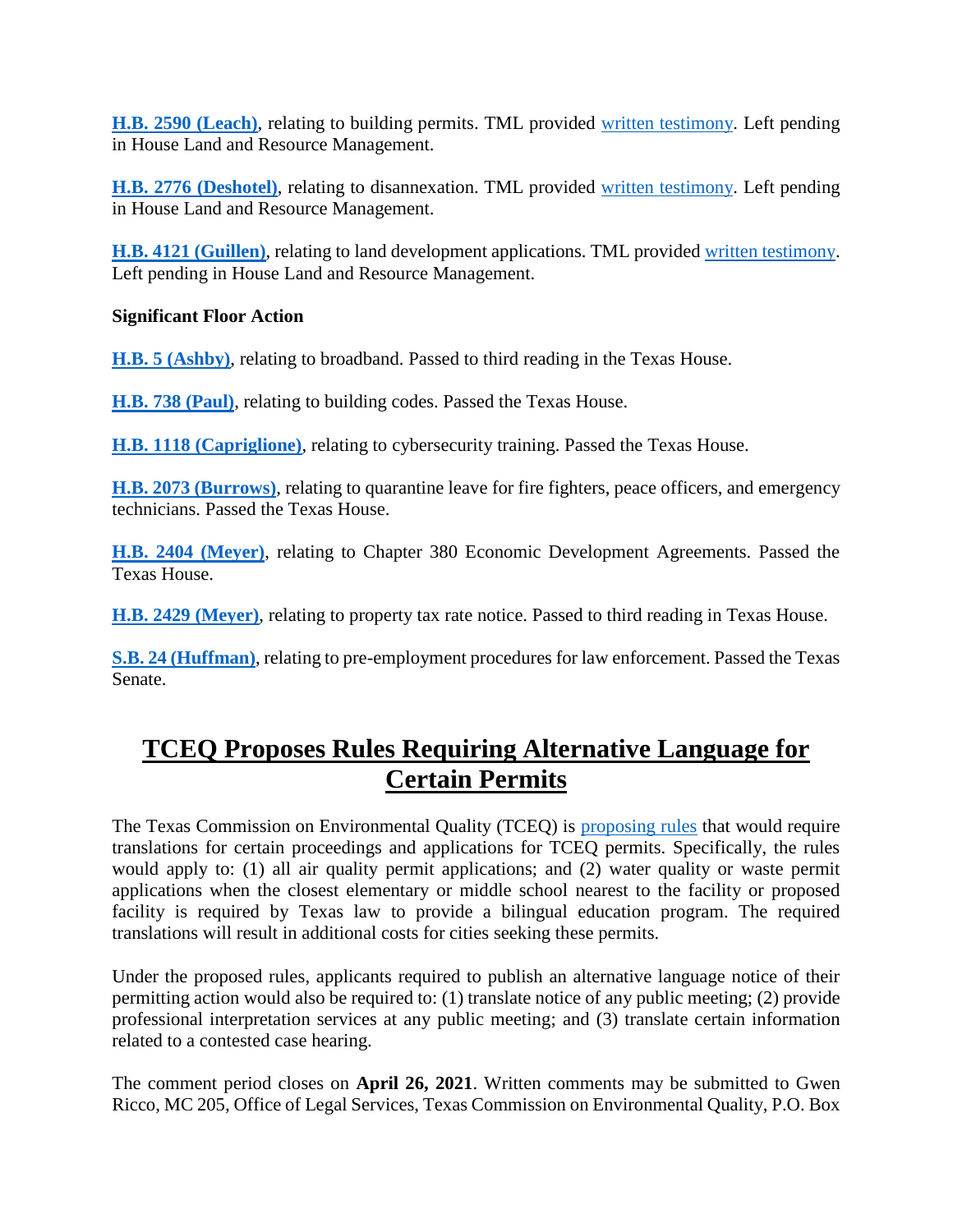**H.B. 2590 (Leach)**, relating to building permits. TML provided written testimony. Left pending in House Land and Resource Management.

**H.B. 2776 (Deshotel)**, relating to disannexation. TML provided written testimony. Left pending in House Land and Resource Management.

**H.B. 4121 (Guillen)**, relating to land development applications. TML provided written testimony. Left pending in House Land and Resource Management.

**Significant Floor Action**

**H.B. 5 (Ashby)**, relating to broadband. Passed to third reading in the Texas House.

**H.B. 738 (Paul)**, relating to building codes. Passed the Texas House.

**H.B. 1118 (Capriglione)**, relating to cybersecurity training. Passed the Texas House.

**H.B. 2073 (Burrows)**, relating to quarantine leave for fire fighters, peace officers, and emergency technicians. Passed the Texas House.

**H.B. 2404 (Meyer)**, relating to Chapter 380 Economic Development Agreements. Passed the Texas House.

**H.B. 2429 (Meyer)**, relating to property tax rate notice. Passed to third reading in Texas House.

**S.B. 24 (Huffman)**, relating to pre-employment procedures for law enforcement. Passed the Texas Senate.

## TCEQ Proposes Rules Requiring Alternative Language for Certain Permits

The Texas Commission on Environmental Quality (TCEQ) is proposing rules that would require translations for certain proceedings and applications for TCEQ permits. Specifically, the rules would apply to: (1) all air quality permit applications; and (2) water quality or waste permit applications when the closest elementary or middle school nearest to the facility or proposed facility is required by Texas law to provide a bilingual education program. The required translations will result in additional costs for cities seeking these permits.

Under the proposed rules, applicants required to publish an alternative language notice of their permitting action would also be required to: (1) translate notice of any public meeting; (2) provide professional interpretation services at any public meeting; and (3) translate certain information related to a contested case hearing.

The comment period closes on **April 26, 2021**. Written comments may be submitted to Gwen Ricco, MC 205, Office of Legal Services, Texas Commission on Environmental Quality, P.O. Box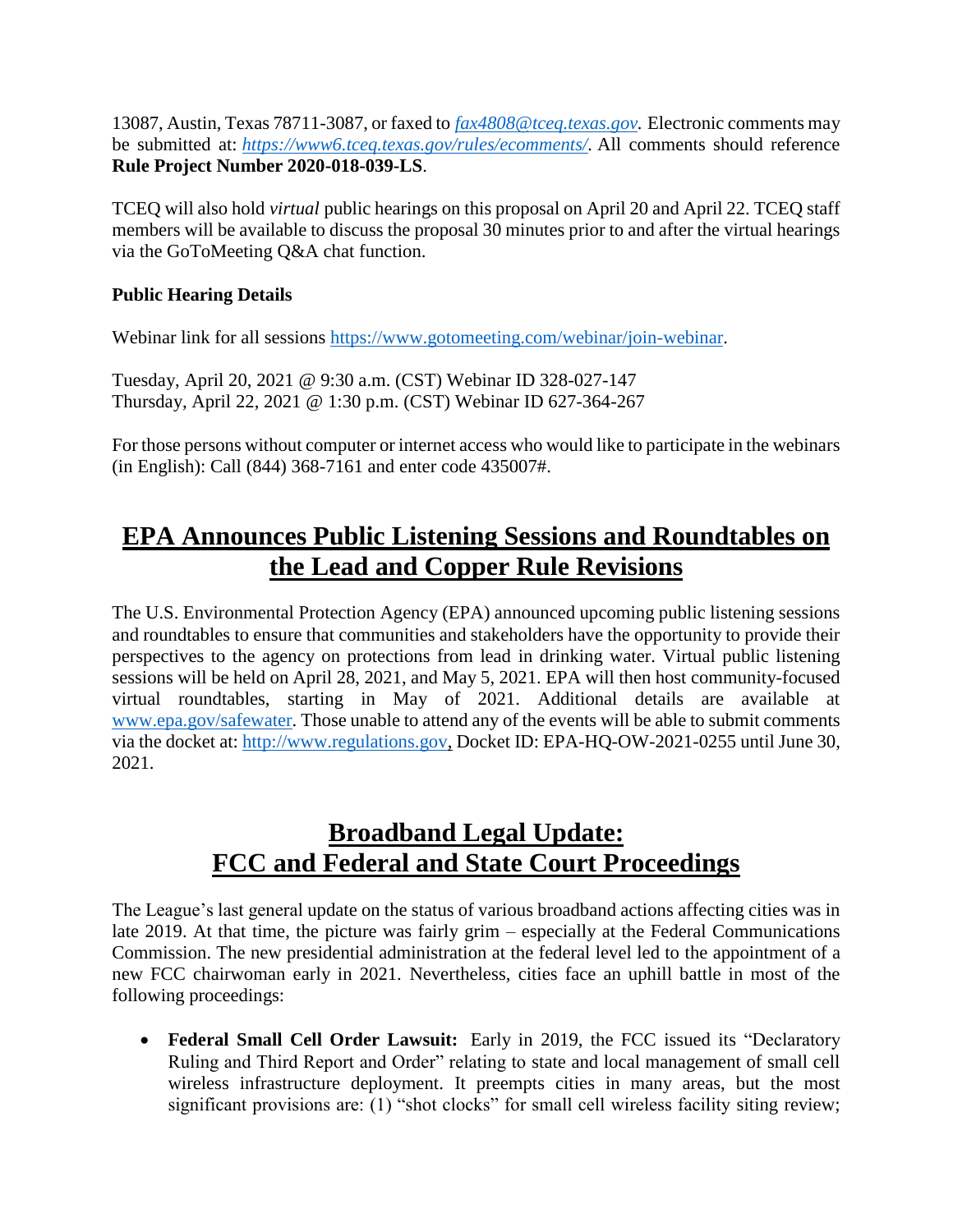13087, Austin, Texas 78711-3087, or faxed to *fax4808@tceq.texas.gov*. Electronic comments may be submitted at: *https://www6.tceq.texas.gov/rules/ecomments/*. All comments should reference **Rule Project Number 2020-018-039-LS**.

TCEQ will also hold *virtual* public hearings on this proposal on April 20 and April 22. TCEQ staff members will be available to discuss the proposal 30 minutes prior to and after the virtual hearings via the GoToMeeting Q&A chat function.

**Public Hearing Details**

Webinar link for all sessions https://www.gotomeeting.com/webinar/join-webinar.

Tuesday, April 20, 2021 @ 9:30 a.m. (CST) Webinar ID 328-027-147
Thursday, April 22, 2021 @ 1:30 p.m. (CST) Webinar ID 627-364-267

For those persons without computer or internet access who would like to participate in the webinars (in English): Call (844) 368-7161 and enter code 435007#.

## EPA Announces Public Listening Sessions and Roundtables on the Lead and Copper Rule Revisions

The U.S. Environmental Protection Agency (EPA) announced upcoming public listening sessions and roundtables to ensure that communities and stakeholders have the opportunity to provide their perspectives to the agency on protections from lead in drinking water. Virtual public listening sessions will be held on April 28, 2021, and May 5, 2021. EPA will then host community-focused virtual roundtables, starting in May of 2021. Additional details are available at www.epa.gov/safewater. Those unable to attend any of the events will be able to submit comments via the docket at: http://www.regulations.gov, Docket ID: EPA-HQ-OW-2021-0255 until June 30, 2021.

## Broadband Legal Update: FCC and Federal and State Court Proceedings

The League's last general update on the status of various broadband actions affecting cities was in late 2019. At that time, the picture was fairly grim – especially at the Federal Communications Commission. The new presidential administration at the federal level led to the appointment of a new FCC chairwoman early in 2021. Nevertheless, cities face an uphill battle in most of the following proceedings:

- **Federal Small Cell Order Lawsuit:** Early in 2019, the FCC issued its "Declaratory Ruling and Third Report and Order" relating to state and local management of small cell wireless infrastructure deployment. It preempts cities in many areas, but the most significant provisions are: (1) "shot clocks" for small cell wireless facility siting review;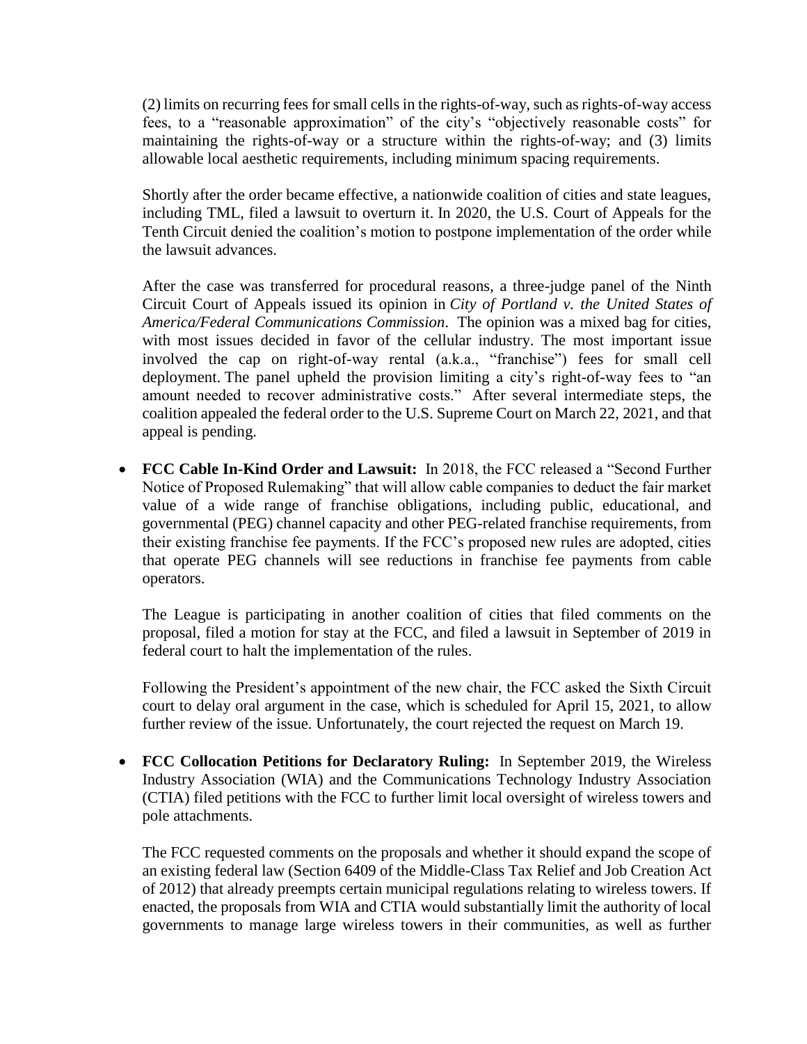(2) limits on recurring fees for small cells in the rights-of-way, such as rights-of-way access fees, to a "reasonable approximation" of the city's "objectively reasonable costs" for maintaining the rights-of-way or a structure within the rights-of-way; and (3) limits allowable local aesthetic requirements, including minimum spacing requirements.

Shortly after the order became effective, a nationwide coalition of cities and state leagues, including TML, filed a lawsuit to overturn it. In 2020, the U.S. Court of Appeals for the Tenth Circuit denied the coalition's motion to postpone implementation of the order while the lawsuit advances.

After the case was transferred for procedural reasons, a three-judge panel of the Ninth Circuit Court of Appeals issued its opinion in *City of Portland v. the United States of America/Federal Communications Commission*. The opinion was a mixed bag for cities, with most issues decided in favor of the cellular industry. The most important issue involved the cap on right-of-way rental (a.k.a., "franchise") fees for small cell deployment. The panel upheld the provision limiting a city's right-of-way fees to "an amount needed to recover administrative costs." After several intermediate steps, the coalition appealed the federal order to the U.S. Supreme Court on March 22, 2021, and that appeal is pending.

- **FCC Cable In-Kind Order and Lawsuit:** In 2018, the FCC released a "Second Further Notice of Proposed Rulemaking" that will allow cable companies to deduct the fair market value of a wide range of franchise obligations, including public, educational, and governmental (PEG) channel capacity and other PEG-related franchise requirements, from their existing franchise fee payments. If the FCC's proposed new rules are adopted, cities that operate PEG channels will see reductions in franchise fee payments from cable operators.

  The League is participating in another coalition of cities that filed comments on the proposal, filed a motion for stay at the FCC, and filed a lawsuit in September of 2019 in federal court to halt the implementation of the rules.

  Following the President's appointment of the new chair, the FCC asked the Sixth Circuit court to delay oral argument in the case, which is scheduled for April 15, 2021, to allow further review of the issue. Unfortunately, the court rejected the request on March 19.

- **FCC Collocation Petitions for Declaratory Ruling:** In September 2019, the Wireless Industry Association (WIA) and the Communications Technology Industry Association (CTIA) filed petitions with the FCC to further limit local oversight of wireless towers and pole attachments.

  The FCC requested comments on the proposals and whether it should expand the scope of an existing federal law (Section 6409 of the Middle-Class Tax Relief and Job Creation Act of 2012) that already preempts certain municipal regulations relating to wireless towers. If enacted, the proposals from WIA and CTIA would substantially limit the authority of local governments to manage large wireless towers in their communities, as well as further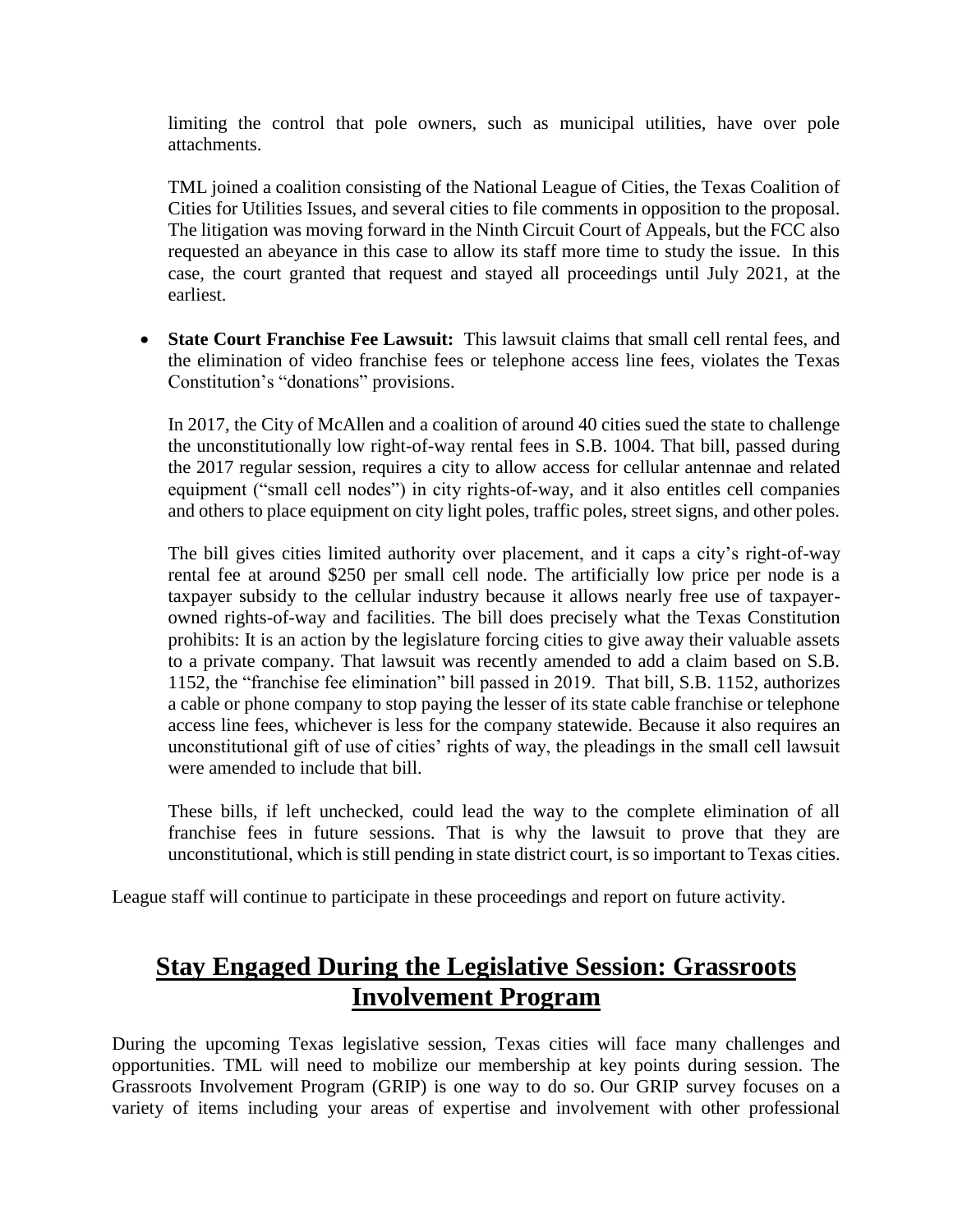limiting the control that pole owners, such as municipal utilities, have over pole attachments.

TML joined a coalition consisting of the National League of Cities, the Texas Coalition of Cities for Utilities Issues, and several cities to file comments in opposition to the proposal. The litigation was moving forward in the Ninth Circuit Court of Appeals, but the FCC also requested an abeyance in this case to allow its staff more time to study the issue. In this case, the court granted that request and stayed all proceedings until July 2021, at the earliest.

- **State Court Franchise Fee Lawsuit:** This lawsuit claims that small cell rental fees, and the elimination of video franchise fees or telephone access line fees, violates the Texas Constitution's "donations" provisions.

  In 2017, the City of McAllen and a coalition of around 40 cities sued the state to challenge the unconstitutionally low right-of-way rental fees in S.B. 1004. That bill, passed during the 2017 regular session, requires a city to allow access for cellular antennae and related equipment ("small cell nodes") in city rights-of-way, and it also entitles cell companies and others to place equipment on city light poles, traffic poles, street signs, and other poles.

  The bill gives cities limited authority over placement, and it caps a city's right-of-way rental fee at around $250 per small cell node. The artificially low price per node is a taxpayer subsidy to the cellular industry because it allows nearly free use of taxpayer-owned rights-of-way and facilities. The bill does precisely what the Texas Constitution prohibits: It is an action by the legislature forcing cities to give away their valuable assets to a private company. That lawsuit was recently amended to add a claim based on S.B. 1152, the "franchise fee elimination" bill passed in 2019. That bill, S.B. 1152, authorizes a cable or phone company to stop paying the lesser of its state cable franchise or telephone access line fees, whichever is less for the company statewide. Because it also requires an unconstitutional gift of use of cities' rights of way, the pleadings in the small cell lawsuit were amended to include that bill.

  These bills, if left unchecked, could lead the way to the complete elimination of all franchise fees in future sessions. That is why the lawsuit to prove that they are unconstitutional, which is still pending in state district court, is so important to Texas cities.

League staff will continue to participate in these proceedings and report on future activity.

## Stay Engaged During the Legislative Session: Grassroots Involvement Program

During the upcoming Texas legislative session, Texas cities will face many challenges and opportunities. TML will need to mobilize our membership at key points during session. The Grassroots Involvement Program (GRIP) is one way to do so. Our GRIP survey focuses on a variety of items including your areas of expertise and involvement with other professional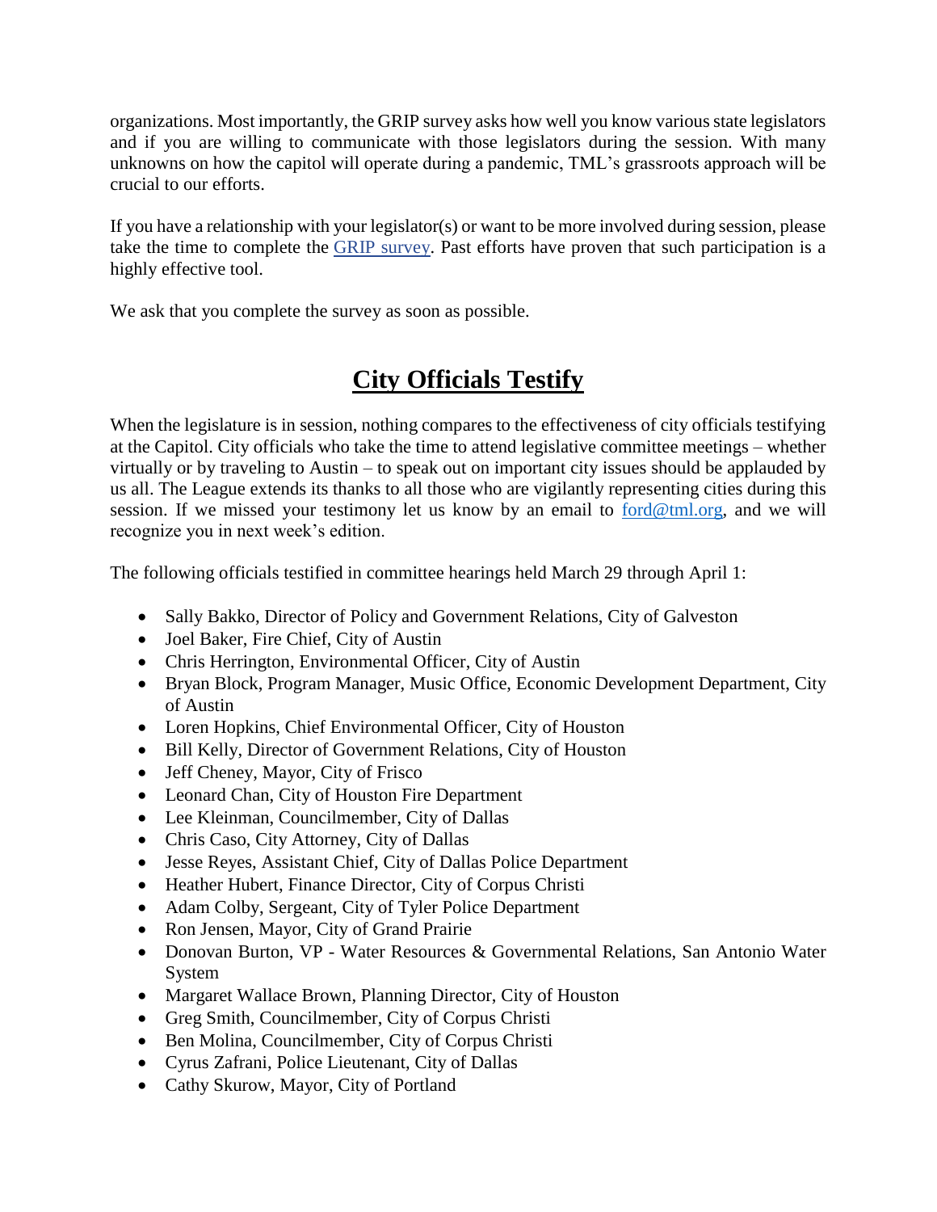organizations. Most importantly, the GRIP survey asks how well you know various state legislators and if you are willing to communicate with those legislators during the session. With many unknowns on how the capitol will operate during a pandemic, TML's grassroots approach will be crucial to our efforts.

If you have a relationship with your legislator(s) or want to be more involved during session, please take the time to complete the [GRIP survey](). Past efforts have proven that such participation is a highly effective tool.

We ask that you complete the survey as soon as possible.

## City Officials Testify

When the legislature is in session, nothing compares to the effectiveness of city officials testifying at the Capitol. City officials who take the time to attend legislative committee meetings – whether virtually or by traveling to Austin – to speak out on important city issues should be applauded by us all. The League extends its thanks to all those who are vigilantly representing cities during this session. If we missed your testimony let us know by an email to [ford@tml.org](mailto:ford@tml.org), and we will recognize you in next week's edition.

The following officials testified in committee hearings held March 29 through April 1:

- Sally Bakko, Director of Policy and Government Relations, City of Galveston
- Joel Baker, Fire Chief, City of Austin
- Chris Herrington, Environmental Officer, City of Austin
- Bryan Block, Program Manager, Music Office, Economic Development Department, City of Austin
- Loren Hopkins, Chief Environmental Officer, City of Houston
- Bill Kelly, Director of Government Relations, City of Houston
- Jeff Cheney, Mayor, City of Frisco
- Leonard Chan, City of Houston Fire Department
- Lee Kleinman, Councilmember, City of Dallas
- Chris Caso, City Attorney, City of Dallas
- Jesse Reyes, Assistant Chief, City of Dallas Police Department
- Heather Hubert, Finance Director, City of Corpus Christi
- Adam Colby, Sergeant, City of Tyler Police Department
- Ron Jensen, Mayor, City of Grand Prairie
- Donovan Burton, VP - Water Resources & Governmental Relations, San Antonio Water System
- Margaret Wallace Brown, Planning Director, City of Houston
- Greg Smith, Councilmember, City of Corpus Christi
- Ben Molina, Councilmember, City of Corpus Christi
- Cyrus Zafrani, Police Lieutenant, City of Dallas
- Cathy Skurow, Mayor, City of Portland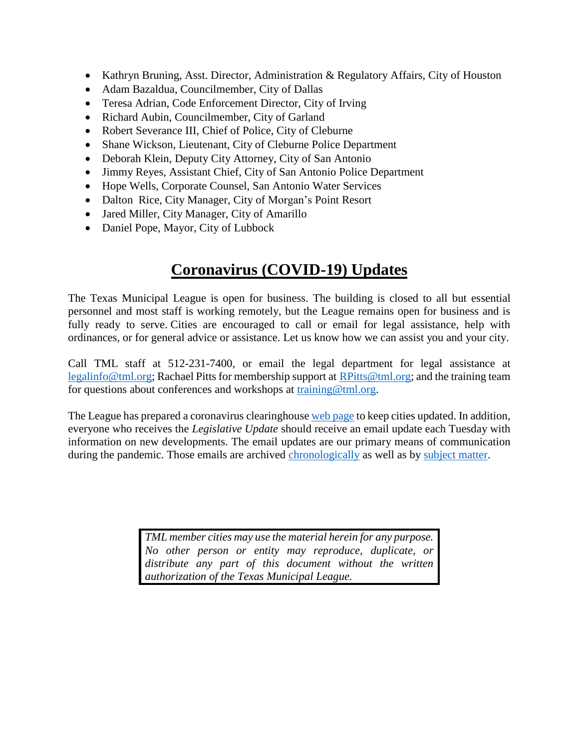- Kathryn Bruning, Asst. Director, Administration & Regulatory Affairs, City of Houston
- Adam Bazaldua, Councilmember, City of Dallas
- Teresa Adrian, Code Enforcement Director, City of Irving
- Richard Aubin, Councilmember, City of Garland
- Robert Severance III, Chief of Police, City of Cleburne
- Shane Wickson, Lieutenant, City of Cleburne Police Department
- Deborah Klein, Deputy City Attorney, City of San Antonio
- Jimmy Reyes, Assistant Chief, City of San Antonio Police Department
- Hope Wells, Corporate Counsel, San Antonio Water Services
- Dalton Rice, City Manager, City of Morgan's Point Resort
- Jared Miller, City Manager, City of Amarillo
- Daniel Pope, Mayor, City of Lubbock

## Coronavirus (COVID-19) Updates

The Texas Municipal League is open for business. The building is closed to all but essential personnel and most staff is working remotely, but the League remains open for business and is fully ready to serve. Cities are encouraged to call or email for legal assistance, help with ordinances, or for general advice or assistance. Let us know how we can assist you and your city.

Call TML staff at 512-231-7400, or email the legal department for legal assistance at legalinfo@tml.org; Rachael Pitts for membership support at RPitts@tml.org; and the training team for questions about conferences and workshops at training@tml.org.

The League has prepared a coronavirus clearinghouse web page to keep cities updated. In addition, everyone who receives the *Legislative Update* should receive an email update each Tuesday with information on new developments. The email updates are our primary means of communication during the pandemic. Those emails are archived chronologically as well as by subject matter.

*TML member cities may use the material herein for any purpose. No other person or entity may reproduce, duplicate, or distribute any part of this document without the written authorization of the Texas Municipal League.*